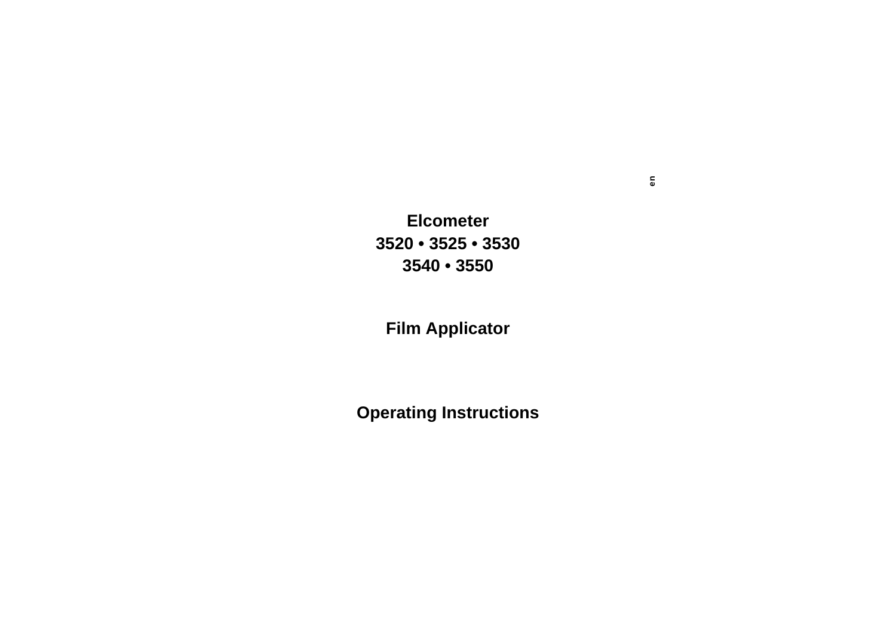en

# Elcometer
# 3520 • 3525 • 3530
# 3540 • 3550

## Film Applicator

## Operating Instructions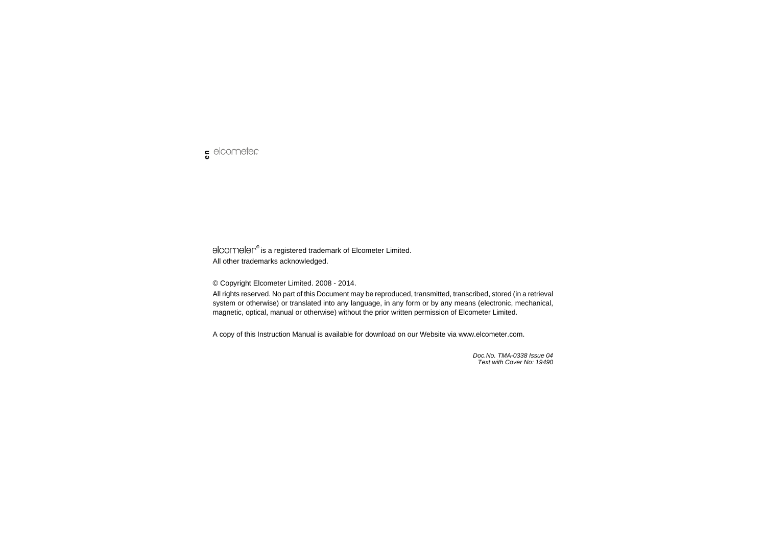elcometer® is a registered trademark of Elcometer Limited.
All other trademarks acknowledged.

© Copyright Elcometer Limited. 2008 - 2014.

All rights reserved. No part of this Document may be reproduced, transmitted, transcribed, stored (in a retrieval system or otherwise) or translated into any language, in any form or by any means (electronic, mechanical, magnetic, optical, manual or otherwise) without the prior written permission of Elcometer Limited.

A copy of this Instruction Manual is available for download on our Website via www.elcometer.com.

*Doc.No. TMA-0338 Issue 04*
*Text with Cover No: 19490*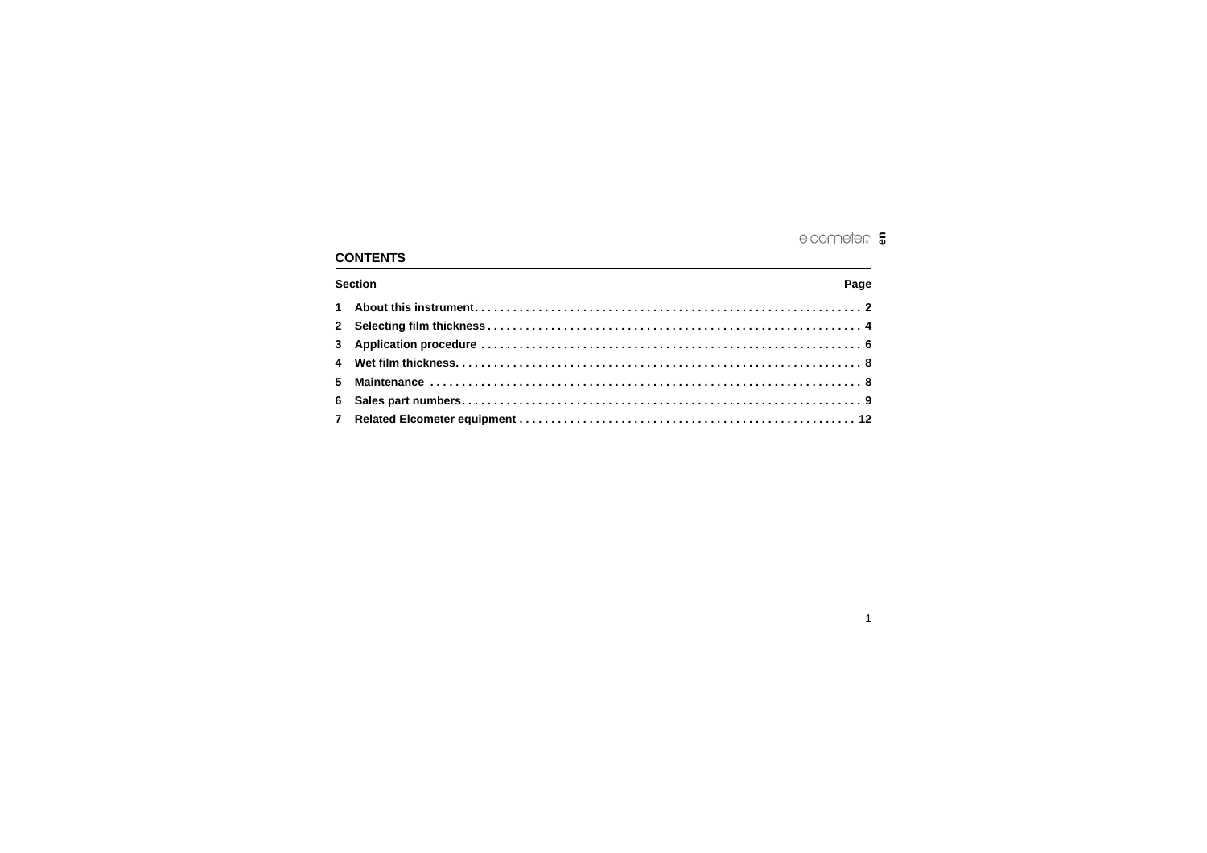## CONTENTS

| Section | | Page |
|---|---|---|
| 1 | About this instrument | 2 |
| 2 | Selecting film thickness | 4 |
| 3 | Application procedure | 6 |
| 4 | Wet film thickness | 8 |
| 5 | Maintenance | 8 |
| 6 | Sales part numbers | 9 |
| 7 | Related Elcometer equipment | 12 |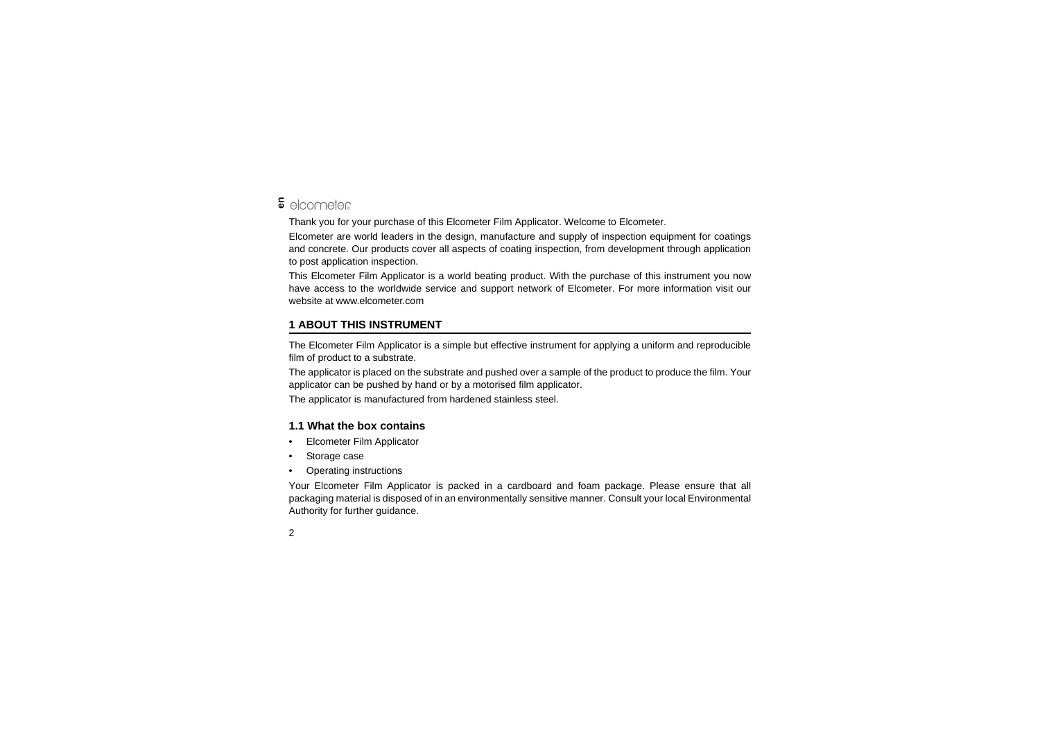Thank you for your purchase of this Elcometer Film Applicator. Welcome to Elcometer.

Elcometer are world leaders in the design, manufacture and supply of inspection equipment for coatings and concrete. Our products cover all aspects of coating inspection, from development through application to post application inspection.

This Elcometer Film Applicator is a world beating product. With the purchase of this instrument you now have access to the worldwide service and support network of Elcometer. For more information visit our website at www.elcometer.com

## 1 ABOUT THIS INSTRUMENT

The Elcometer Film Applicator is a simple but effective instrument for applying a uniform and reproducible film of product to a substrate.

The applicator is placed on the substrate and pushed over a sample of the product to produce the film. Your applicator can be pushed by hand or by a motorised film applicator.

The applicator is manufactured from hardened stainless steel.

### 1.1 What the box contains

- Elcometer Film Applicator
- Storage case
- Operating instructions

Your Elcometer Film Applicator is packed in a cardboard and foam package. Please ensure that all packaging material is disposed of in an environmentally sensitive manner. Consult your local Environmental Authority for further guidance.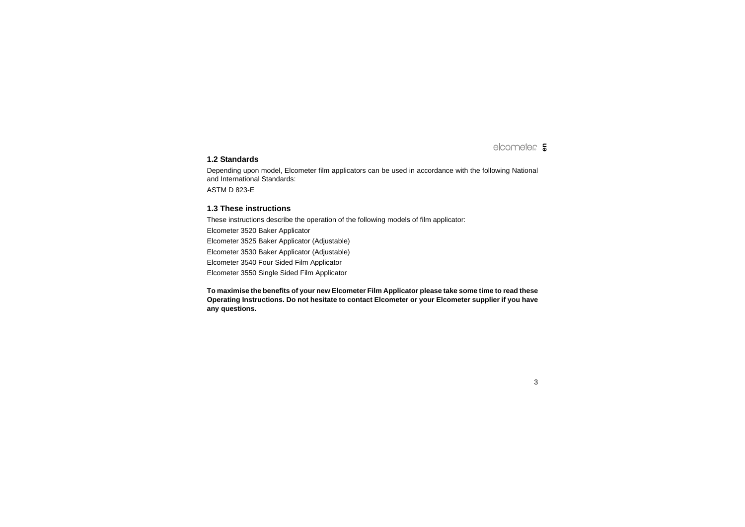## 1.2 Standards

Depending upon model, Elcometer film applicators can be used in accordance with the following National and International Standards:

ASTM D 823-E

## 1.3 These instructions

These instructions describe the operation of the following models of film applicator:

Elcometer 3520 Baker Applicator

Elcometer 3525 Baker Applicator (Adjustable)

Elcometer 3530 Baker Applicator (Adjustable)

Elcometer 3540 Four Sided Film Applicator

Elcometer 3550 Single Sided Film Applicator

**To maximise the benefits of your new Elcometer Film Applicator please take some time to read these Operating Instructions. Do not hesitate to contact Elcometer or your Elcometer supplier if you have any questions.**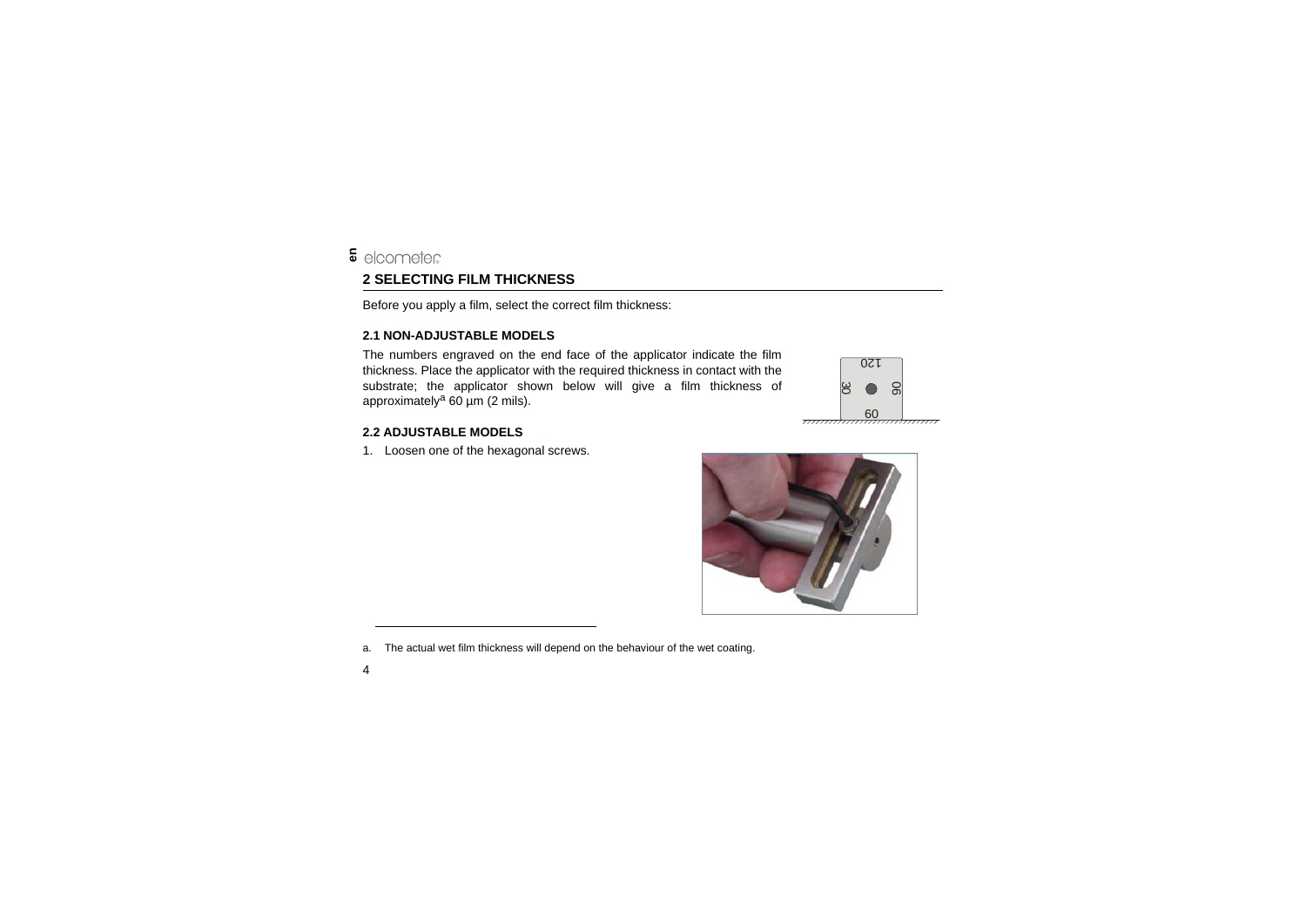## 2 SELECTING FILM THICKNESS

Before you apply a film, select the correct film thickness:

### 2.1 NON-ADJUSTABLE MODELS

The numbers engraved on the end face of the applicator indicate the film thickness. Place the applicator with the required thickness in contact with the substrate; the applicator shown below will give a film thickness of approximately[a] 60 µm (2 mils).

### 2.2 ADJUSTABLE MODELS

1. Loosen one of the hexagonal screws.

---

a. The actual wet film thickness will depend on the behaviour of the wet coating.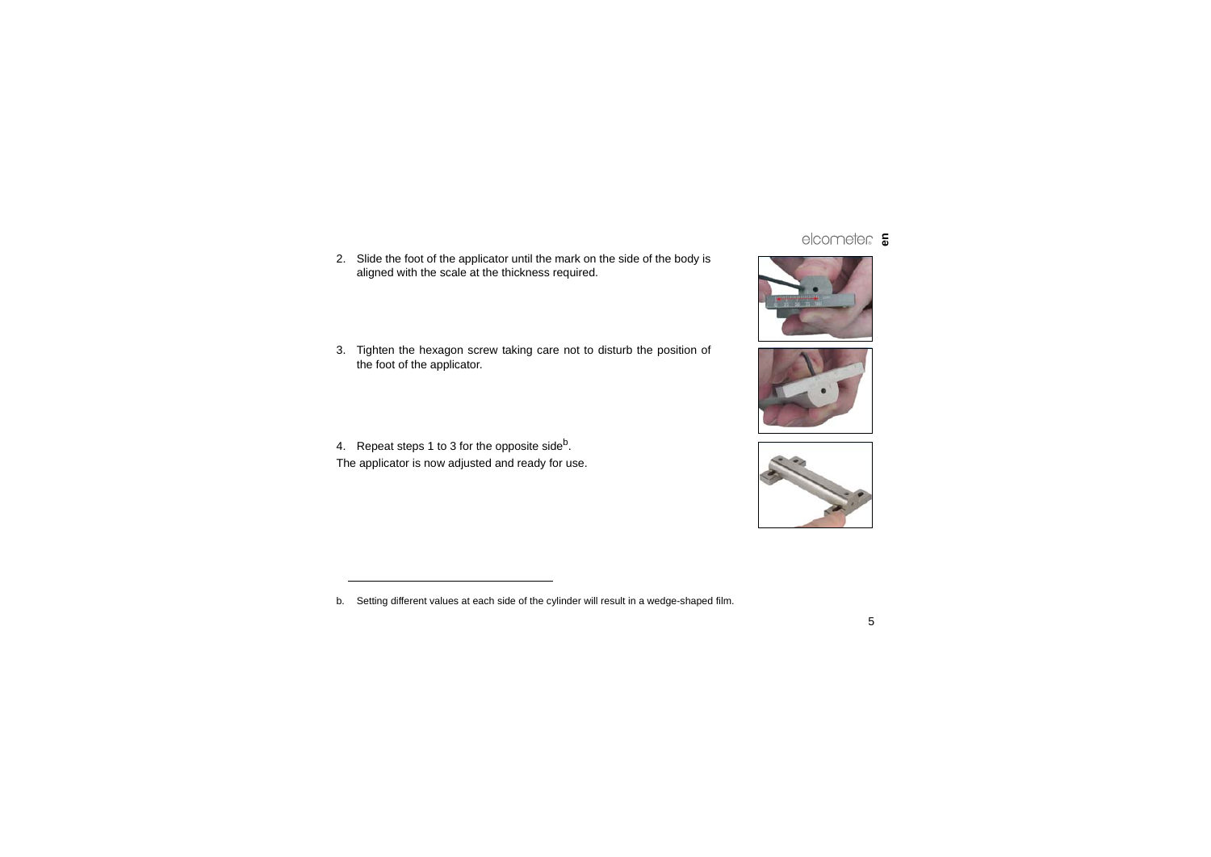2. Slide the foot of the applicator until the mark on the side of the body is aligned with the scale at the thickness required.

3. Tighten the hexagon screw taking care not to disturb the position of the foot of the applicator.

4. Repeat steps 1 to 3 for the opposite side[b].

The applicator is now adjusted and ready for use.

---

b. Setting different values at each side of the cylinder will result in a wedge-shaped film.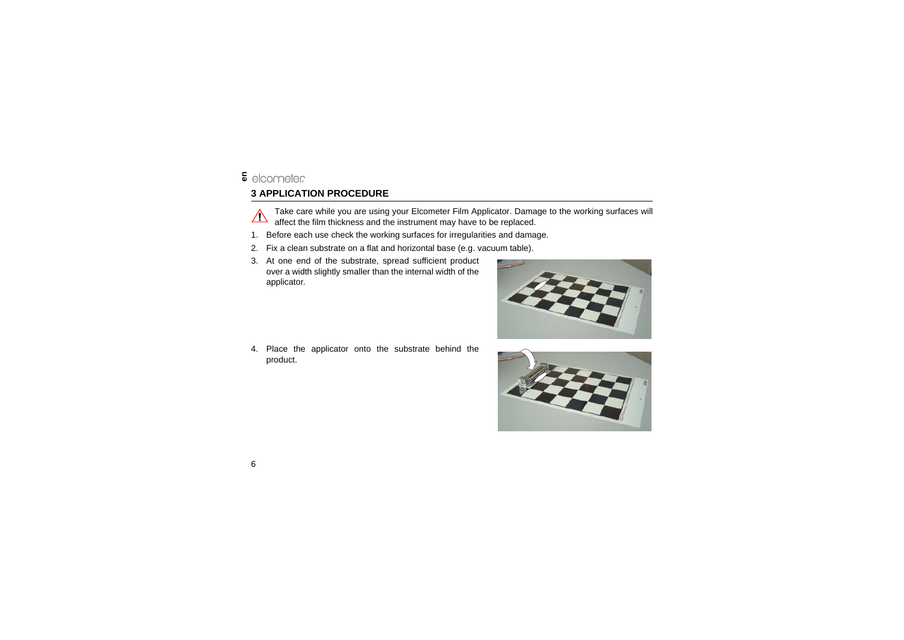## 3 APPLICATION PROCEDURE

⚠ Take care while you are using your Elcometer Film Applicator. Damage to the working surfaces will affect the film thickness and the instrument may have to be replaced.

1. Before each use check the working surfaces for irregularities and damage.
2. Fix a clean substrate on a flat and horizontal base (e.g. vacuum table).
3. At one end of the substrate, spread sufficient product over a width slightly smaller than the internal width of the applicator.
4. Place the applicator onto the substrate behind the product.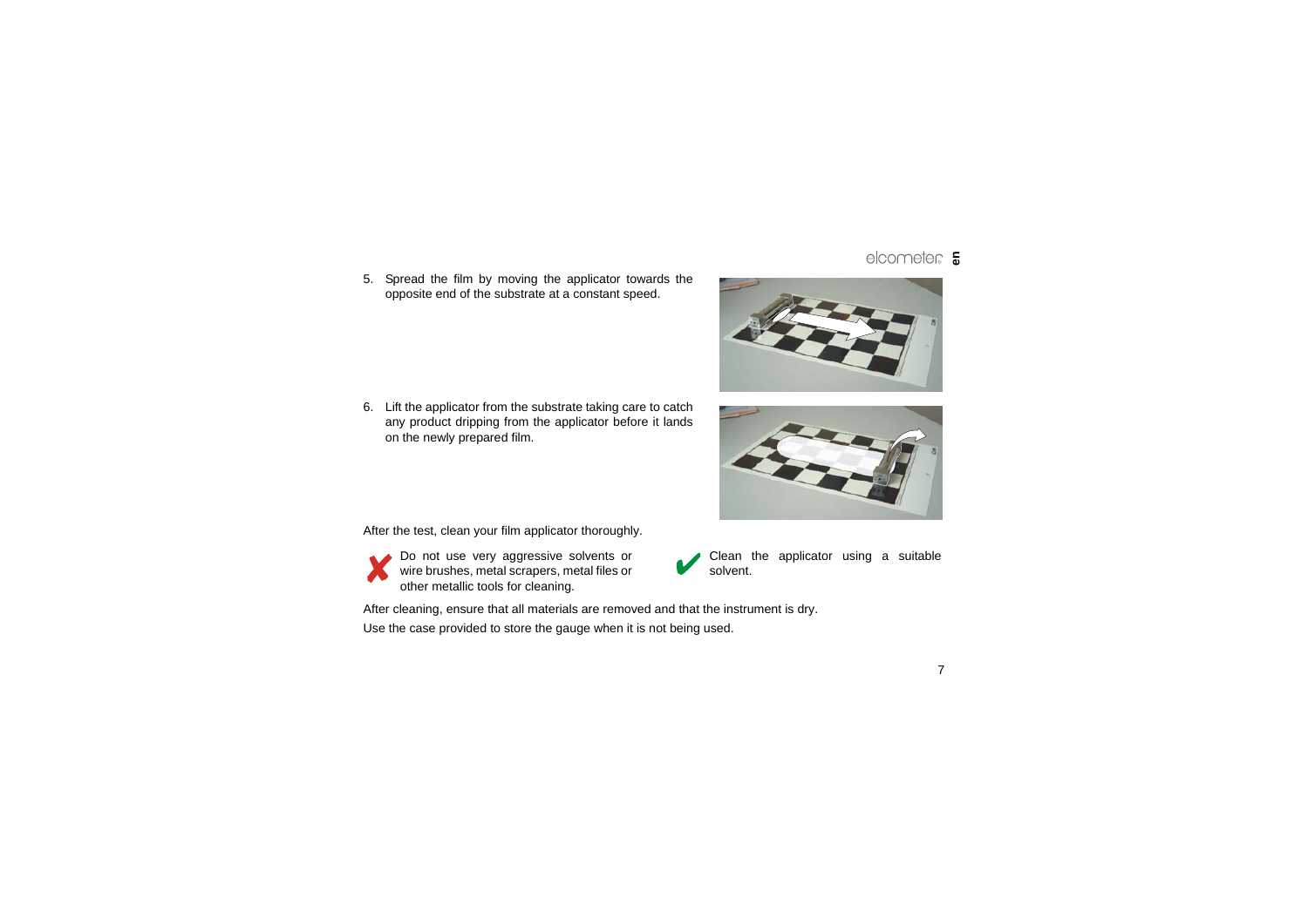5. Spread the film by moving the applicator towards the opposite end of the substrate at a constant speed.

6. Lift the applicator from the substrate taking care to catch any product dripping from the applicator before it lands on the newly prepared film.

After the test, clean your film applicator thoroughly.

✘ Do not use very aggressive solvents or wire brushes, metal scrapers, metal files or other metallic tools for cleaning.

✔ Clean the applicator using a suitable solvent.

After cleaning, ensure that all materials are removed and that the instrument is dry.

Use the case provided to store the gauge when it is not being used.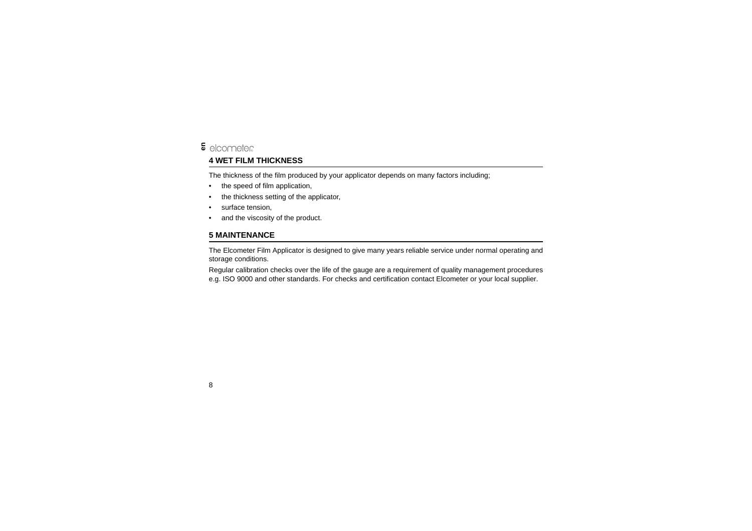## 4 WET FILM THICKNESS

The thickness of the film produced by your applicator depends on many factors including;

- the speed of film application,
- the thickness setting of the applicator,
- surface tension,
- and the viscosity of the product.

## 5 MAINTENANCE

The Elcometer Film Applicator is designed to give many years reliable service under normal operating and storage conditions.

Regular calibration checks over the life of the gauge are a requirement of quality management procedures e.g. ISO 9000 and other standards. For checks and certification contact Elcometer or your local supplier.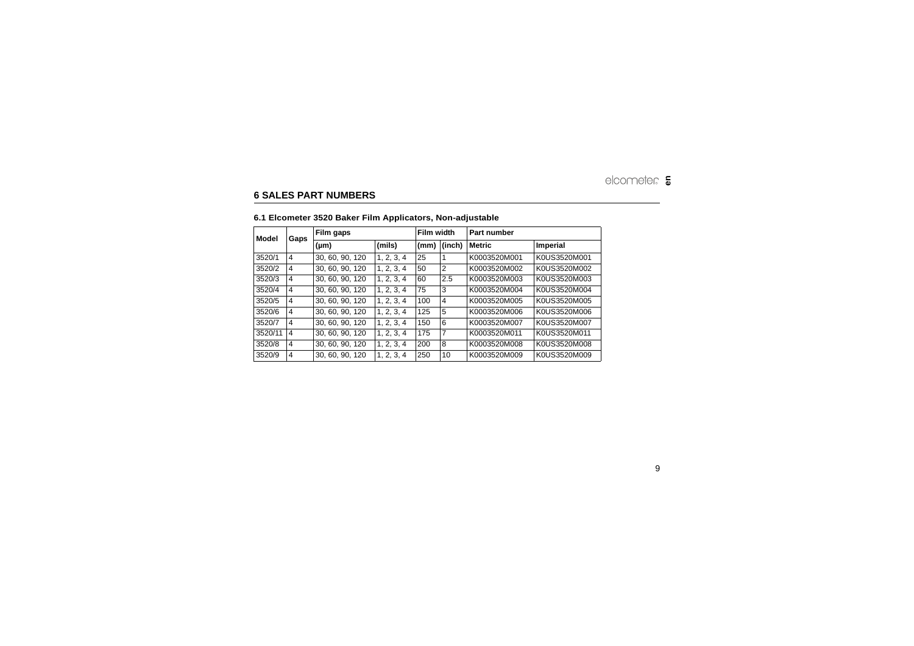## 6 SALES PART NUMBERS

### 6.1 Elcometer 3520 Baker Film Applicators, Non-adjustable

| Model | Gaps | Film gaps | | Film width | | Part number | |
|---|---|---|---|---|---|---|---|
| | | (µm) | (mils) | (mm) | (inch) | Metric | Imperial |
| 3520/1 | 4 | 30, 60, 90, 120 | 1, 2, 3, 4 | 25 | 1 | K0003520M001 | K0US3520M001 |
| 3520/2 | 4 | 30, 60, 90, 120 | 1, 2, 3, 4 | 50 | 2 | K0003520M002 | K0US3520M002 |
| 3520/3 | 4 | 30, 60, 90, 120 | 1, 2, 3, 4 | 60 | 2.5 | K0003520M003 | K0US3520M003 |
| 3520/4 | 4 | 30, 60, 90, 120 | 1, 2, 3, 4 | 75 | 3 | K0003520M004 | K0US3520M004 |
| 3520/5 | 4 | 30, 60, 90, 120 | 1, 2, 3, 4 | 100 | 4 | K0003520M005 | K0US3520M005 |
| 3520/6 | 4 | 30, 60, 90, 120 | 1, 2, 3, 4 | 125 | 5 | K0003520M006 | K0US3520M006 |
| 3520/7 | 4 | 30, 60, 90, 120 | 1, 2, 3, 4 | 150 | 6 | K0003520M007 | K0US3520M007 |
| 3520/11 | 4 | 30, 60, 90, 120 | 1, 2, 3, 4 | 175 | 7 | K0003520M011 | K0US3520M011 |
| 3520/8 | 4 | 30, 60, 90, 120 | 1, 2, 3, 4 | 200 | 8 | K0003520M008 | K0US3520M008 |
| 3520/9 | 4 | 30, 60, 90, 120 | 1, 2, 3, 4 | 250 | 10 | K0003520M009 | K0US3520M009 |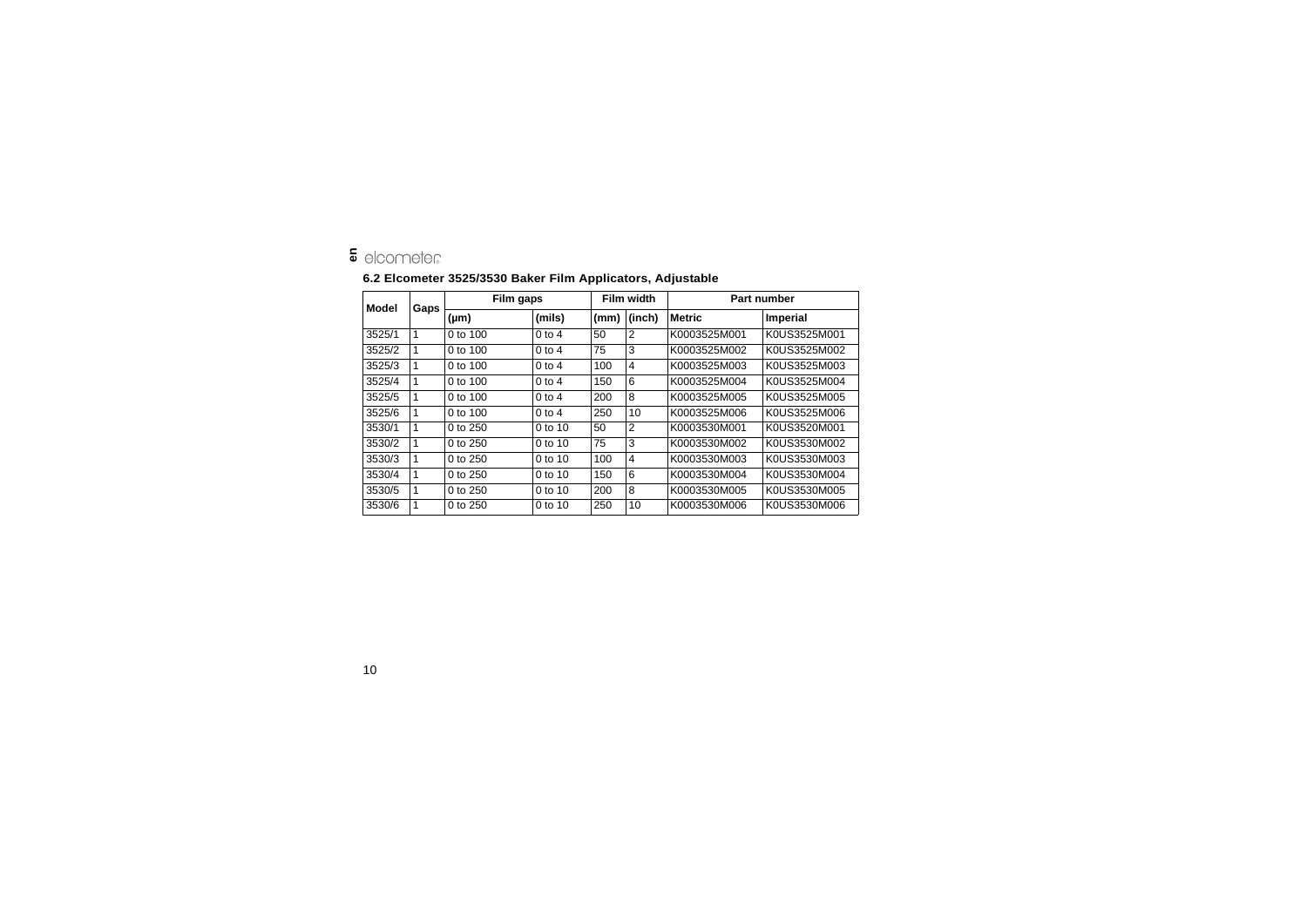### 6.2 Elcometer 3525/3530 Baker Film Applicators, Adjustable

| Model | Gaps | Film gaps | | Film width | | Part number | |
|---|---|---|---|---|---|---|---|
| | | (µm) | (mils) | (mm) | (inch) | Metric | Imperial |
| 3525/1 | 1 | 0 to 100 | 0 to 4 | 50 | 2 | K0003525M001 | K0US3525M001 |
| 3525/2 | 1 | 0 to 100 | 0 to 4 | 75 | 3 | K0003525M002 | K0US3525M002 |
| 3525/3 | 1 | 0 to 100 | 0 to 4 | 100 | 4 | K0003525M003 | K0US3525M003 |
| 3525/4 | 1 | 0 to 100 | 0 to 4 | 150 | 6 | K0003525M004 | K0US3525M004 |
| 3525/5 | 1 | 0 to 100 | 0 to 4 | 200 | 8 | K0003525M005 | K0US3525M005 |
| 3525/6 | 1 | 0 to 100 | 0 to 4 | 250 | 10 | K0003525M006 | K0US3525M006 |
| 3530/1 | 1 | 0 to 250 | 0 to 10 | 50 | 2 | K0003530M001 | K0US3520M001 |
| 3530/2 | 1 | 0 to 250 | 0 to 10 | 75 | 3 | K0003530M002 | K0US3530M002 |
| 3530/3 | 1 | 0 to 250 | 0 to 10 | 100 | 4 | K0003530M003 | K0US3530M003 |
| 3530/4 | 1 | 0 to 250 | 0 to 10 | 150 | 6 | K0003530M004 | K0US3530M004 |
| 3530/5 | 1 | 0 to 250 | 0 to 10 | 200 | 8 | K0003530M005 | K0US3530M005 |
| 3530/6 | 1 | 0 to 250 | 0 to 10 | 250 | 10 | K0003530M006 | K0US3530M006 |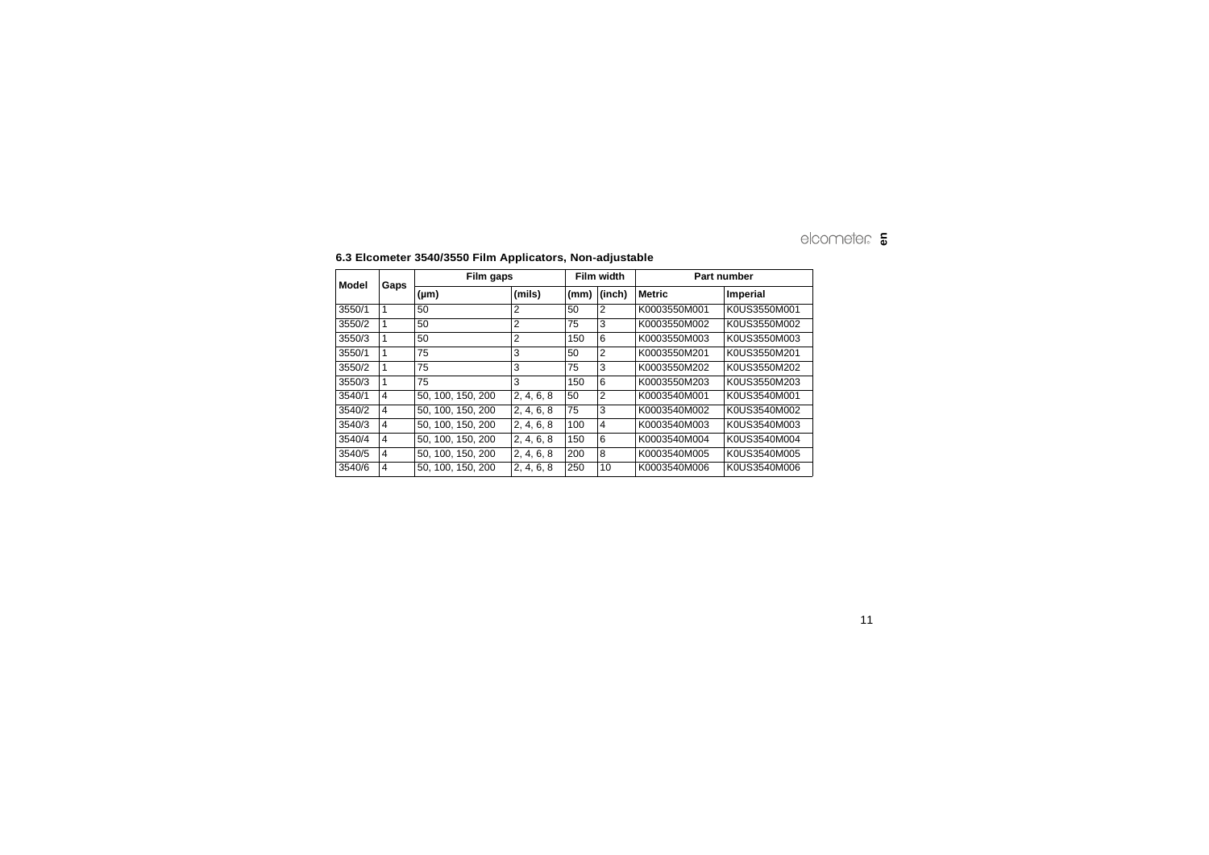### 6.3 Elcometer 3540/3550 Film Applicators, Non-adjustable

| Model | Gaps | Film gaps | | Film width | | Part number | |
|---|---|---|---|---|---|---|---|
| | | (µm) | (mils) | (mm) | (inch) | Metric | Imperial |
| 3550/1 | 1 | 50 | 2 | 50 | 2 | K0003550M001 | K0US3550M001 |
| 3550/2 | 1 | 50 | 2 | 75 | 3 | K0003550M002 | K0US3550M002 |
| 3550/3 | 1 | 50 | 2 | 150 | 6 | K0003550M003 | K0US3550M003 |
| 3550/1 | 1 | 75 | 3 | 50 | 2 | K0003550M201 | K0US3550M201 |
| 3550/2 | 1 | 75 | 3 | 75 | 3 | K0003550M202 | K0US3550M202 |
| 3550/3 | 1 | 75 | 3 | 150 | 6 | K0003550M203 | K0US3550M203 |
| 3540/1 | 4 | 50, 100, 150, 200 | 2, 4, 6, 8 | 50 | 2 | K0003540M001 | K0US3540M001 |
| 3540/2 | 4 | 50, 100, 150, 200 | 2, 4, 6, 8 | 75 | 3 | K0003540M002 | K0US3540M002 |
| 3540/3 | 4 | 50, 100, 150, 200 | 2, 4, 6, 8 | 100 | 4 | K0003540M003 | K0US3540M003 |
| 3540/4 | 4 | 50, 100, 150, 200 | 2, 4, 6, 8 | 150 | 6 | K0003540M004 | K0US3540M004 |
| 3540/5 | 4 | 50, 100, 150, 200 | 2, 4, 6, 8 | 200 | 8 | K0003540M005 | K0US3540M005 |
| 3540/6 | 4 | 50, 100, 150, 200 | 2, 4, 6, 8 | 250 | 10 | K0003540M006 | K0US3540M006 |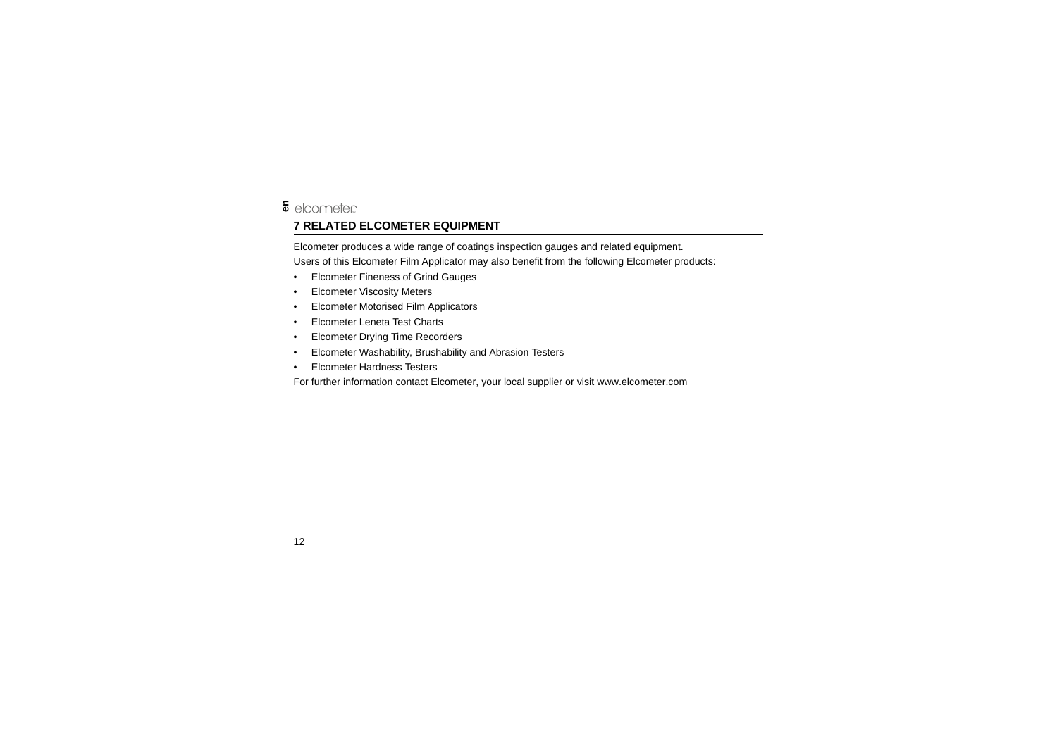## 7 RELATED ELCOMETER EQUIPMENT

Elcometer produces a wide range of coatings inspection gauges and related equipment.

Users of this Elcometer Film Applicator may also benefit from the following Elcometer products:

- Elcometer Fineness of Grind Gauges
- Elcometer Viscosity Meters
- Elcometer Motorised Film Applicators
- Elcometer Leneta Test Charts
- Elcometer Drying Time Recorders
- Elcometer Washability, Brushability and Abrasion Testers
- Elcometer Hardness Testers

For further information contact Elcometer, your local supplier or visit www.elcometer.com